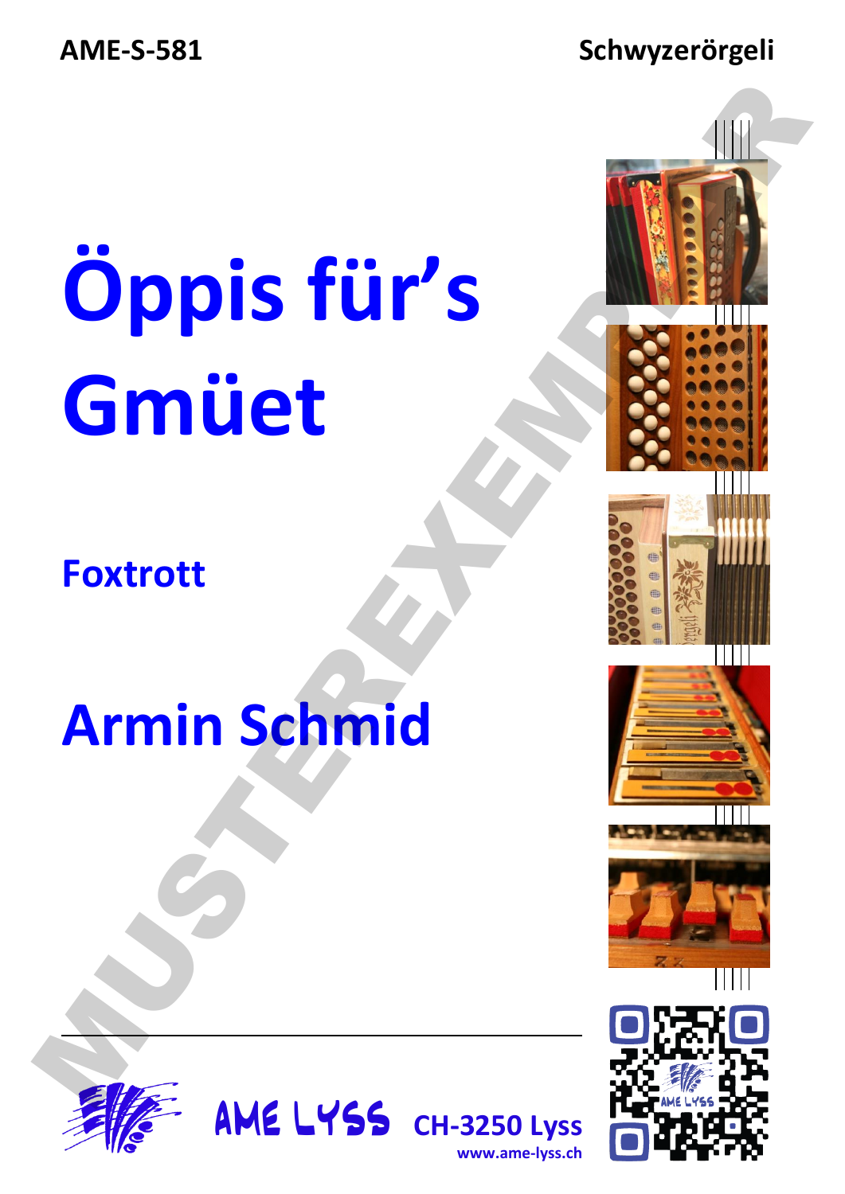AME-S-581

Schwyzerörgeli

# Öppis für's Gmüet

## Foxtrott

## Armin Schmid

MUSTEREXEMPLAR

AME LYSS CH-3250 Lyss

www.ame-lyss.ch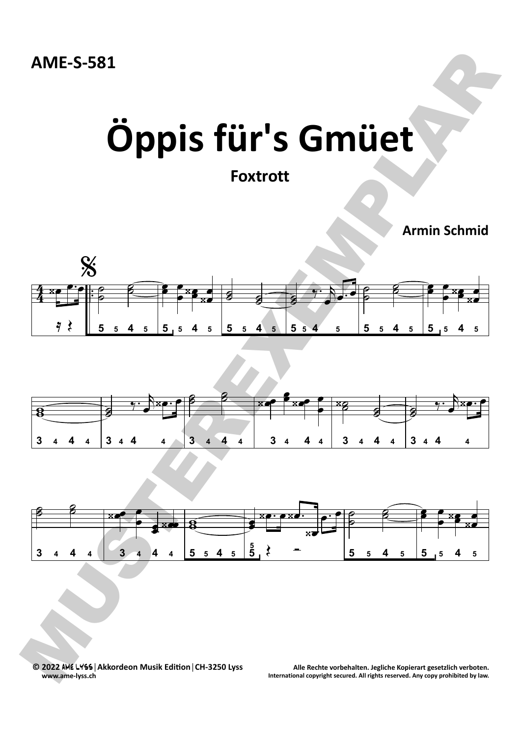AME-S-581

# Öppis für's Gmüet

**Foxtrott**

**Armin Schmid**

© 2022 AME LYSS | Akkordeon Musik Edition | CH-3250 Lyss
www.ame-lyss.ch

Alle Rechte vorbehalten. Jegliche Kopierart gesetzlich verboten.
International copyright secured. All rights reserved. Any copy prohibited by law.